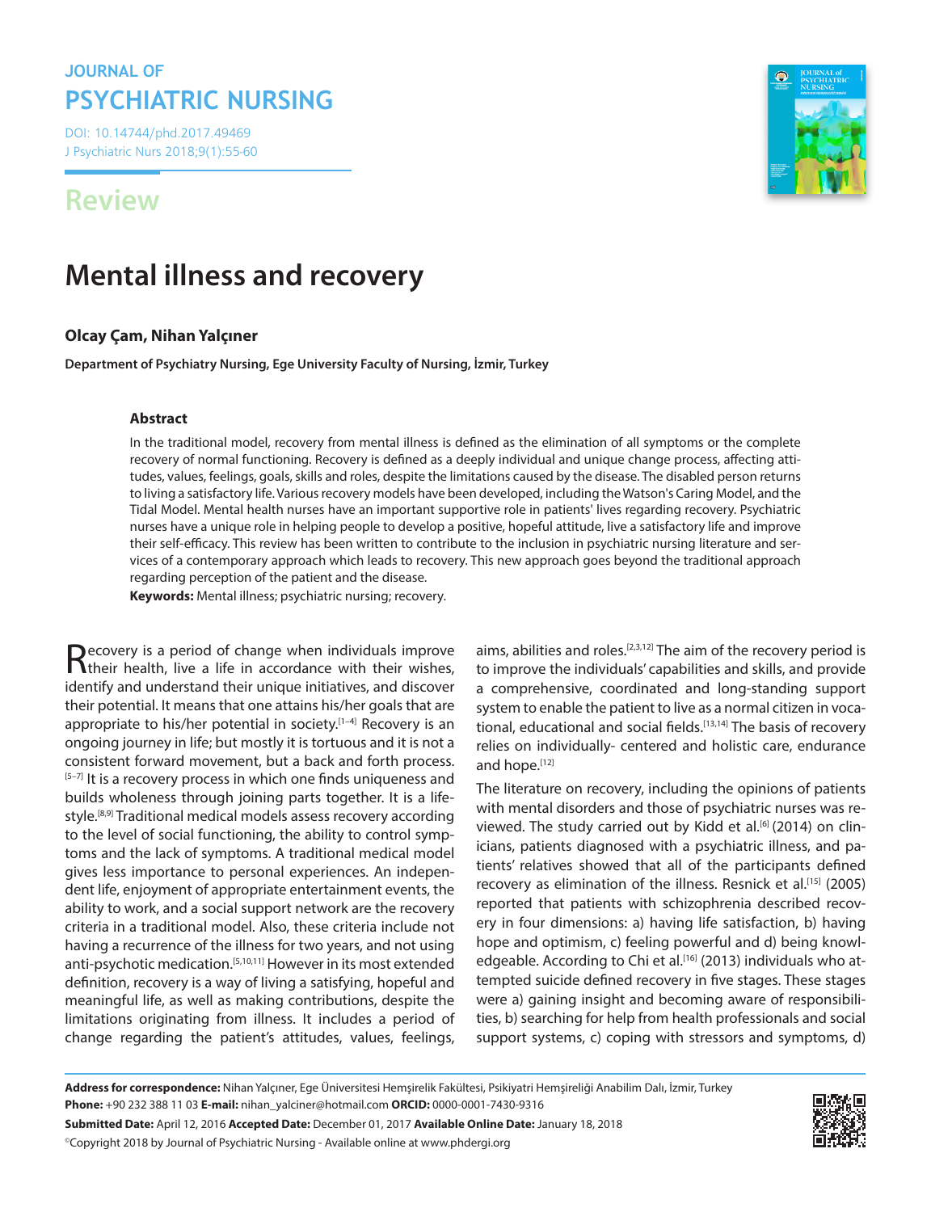JOURNAL OF
# PSYCHIATRIC NURSING

DOI: 10.14744/phd.2017.49469
J Psychiatric Nurs 2018;9(1):55-60

## Review

# Mental illness and recovery

**Olcay Çam, Nihan Yalçıner**

**Department of Psychiatry Nursing, Ege University Faculty of Nursing, İzmir, Turkey**

### Abstract

In the traditional model, recovery from mental illness is defined as the elimination of all symptoms or the complete recovery of normal functioning. Recovery is defined as a deeply individual and unique change process, affecting attitudes, values, feelings, goals, skills and roles, despite the limitations caused by the disease. The disabled person returns to living a satisfactory life. Various recovery models have been developed, including the Watson's Caring Model, and the Tidal Model. Mental health nurses have an important supportive role in patients' lives regarding recovery. Psychiatric nurses have a unique role in helping people to develop a positive, hopeful attitude, live a satisfactory life and improve their self-efficacy. This review has been written to contribute to the inclusion in psychiatric nursing literature and services of a contemporary approach which leads to recovery. This new approach goes beyond the traditional approach regarding perception of the patient and the disease.

**Keywords:** Mental illness; psychiatric nursing; recovery.

Recovery is a period of change when individuals improve their health, live a life in accordance with their wishes, identify and understand their unique initiatives, and discover their potential. It means that one attains his/her goals that are appropriate to his/her potential in society.[1–4] Recovery is an ongoing journey in life; but mostly it is tortuous and it is not a consistent forward movement, but a back and forth process.[5–7] It is a recovery process in which one finds uniqueness and builds wholeness through joining parts together. It is a lifestyle.[8,9] Traditional medical models assess recovery according to the level of social functioning, the ability to control symptoms and the lack of symptoms. A traditional medical model gives less importance to personal experiences. An independent life, enjoyment of appropriate entertainment events, the ability to work, and a social support network are the recovery criteria in a traditional model. Also, these criteria include not having a recurrence of the illness for two years, and not using anti-psychotic medication.[5,10,11] However in its most extended definition, recovery is a way of living a satisfying, hopeful and meaningful life, as well as making contributions, despite the limitations originating from illness. It includes a period of change regarding the patient's attitudes, values, feelings, aims, abilities and roles.[2,3,12] The aim of the recovery period is to improve the individuals' capabilities and skills, and provide a comprehensive, coordinated and long-standing support system to enable the patient to live as a normal citizen in vocational, educational and social fields.[13,14] The basis of recovery relies on individually- centered and holistic care, endurance and hope.[12]

The literature on recovery, including the opinions of patients with mental disorders and those of psychiatric nurses was reviewed. The study carried out by Kidd et al.[6] (2014) on clinicians, patients diagnosed with a psychiatric illness, and patients' relatives showed that all of the participants defined recovery as elimination of the illness. Resnick et al.[15] (2005) reported that patients with schizophrenia described recovery in four dimensions: a) having life satisfaction, b) having hope and optimism, c) feeling powerful and d) being knowledgeable. According to Chi et al.[16] (2013) individuals who attempted suicide defined recovery in five stages. These stages were a) gaining insight and becoming aware of responsibilities, b) searching for help from health professionals and social support systems, c) coping with stressors and symptoms, d)

**Address for correspondence:** Nihan Yalçıner, Ege Üniversitesi Hemşirelik Fakültesi, Psikiyatri Hemşireliği Anabilim Dalı, İzmir, Turkey
**Phone:** +90 232 388 11 03 **E-mail:** nihan_yalciner@hotmail.com **ORCID:** 0000-0001-7430-9316
**Submitted Date:** April 12, 2016 **Accepted Date:** December 01, 2017 **Available Online Date:** January 18, 2018
©Copyright 2018 by Journal of Psychiatric Nursing - Available online at www.phdergi.org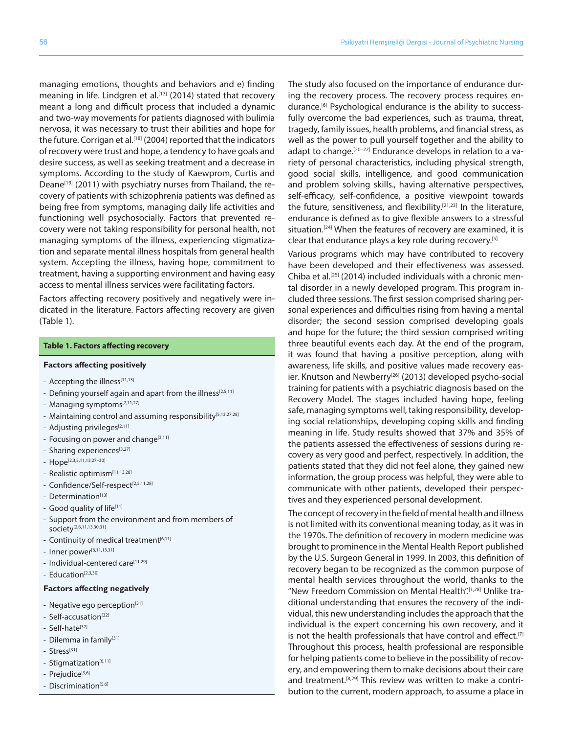managing emotions, thoughts and behaviors and e) finding meaning in life. Lindgren et al.[17] (2014) stated that recovery meant a long and difficult process that included a dynamic and two-way movements for patients diagnosed with bulimia nervosa, it was necessary to trust their abilities and hope for the future. Corrigan et al.[18] (2004) reported that the indicators of recovery were trust and hope, a tendency to have goals and desire success, as well as seeking treatment and a decrease in symptoms. According to the study of Kaewprom, Curtis and Deane[19] (2011) with psychiatry nurses from Thailand, the recovery of patients with schizophrenia patients was defined as being free from symptoms, managing daily life activities and functioning well psychosocially. Factors that prevented recovery were not taking responsibility for personal health, not managing symptoms of the illness, experiencing stigmatization and separate mental illness hospitals from general health system. Accepting the illness, having hope, commitment to treatment, having a supporting environment and having easy access to mental illness services were facilitating factors.

Factors affecting recovery positively and negatively were indicated in the literature. Factors affecting recovery are given (Table 1).

**Table 1. Factors affecting recovery**

**Factors affecting positively**

- Accepting the illness[11,13]
- Defining yourself again and apart from the illness[2,5,11]
- Managing symptoms[2,11,27]
- Maintaining control and assuming responsibility[5,13,27,28]
- Adjusting privileges[2,11]
- Focusing on power and change[3,11]
- Sharing experiences[3,27]
- Hope[2,3,5,11,13,27–30]
- Realistic optimism[11,13,28]
- Confidence/Self-respect[2,5,11,28]
- Determination[13]
- Good quality of life[11]
- Support from the environment and from members of society[2,6,11,13,30,31]
- Continuity of medical treatment[6,11]
- Inner power[6,11,13,31]
- Individual-centered care[11,29]
- Education[2,3,30]

**Factors affecting negatively**

- Negative ego perception[31]
- Self-accusation[32]
- Self-hate[32]
- Dilemma in family[31]
- Stress[31]
- Stigmatization[6,11]
- Prejudice[3,6]
- Discrimination[5,6]

The study also focused on the importance of endurance during the recovery process. The recovery process requires endurance.[6] Psychological endurance is the ability to successfully overcome the bad experiences, such as trauma, threat, tragedy, family issues, health problems, and financial stress, as well as the power to pull yourself together and the ability to adapt to change.[20–22] Endurance develops in relation to a variety of personal characteristics, including physical strength, good social skills, intelligence, and good communication and problem solving skills., having alternative perspectives, self-efficacy, self-confidence, a positive viewpoint towards the future, sensitiveness, and flexibility.[21,23] In the literature, endurance is defined as to give flexible answers to a stressful situation.[24] When the features of recovery are examined, it is clear that endurance plays a key role during recovery.[5]

Various programs which may have contributed to recovery have been developed and their effectiveness was assessed. Chiba et al.[25] (2014) included individuals with a chronic mental disorder in a newly developed program. This program included three sessions. The first session comprised sharing personal experiences and difficulties rising from having a mental disorder; the second session comprised developing goals and hope for the future; the third session comprised writing three beautiful events each day. At the end of the program, it was found that having a positive perception, along with awareness, life skills, and positive values made recovery easier. Knutson and Newberry[26] (2013) developed psycho-social training for patients with a psychiatric diagnosis based on the Recovery Model. The stages included having hope, feeling safe, managing symptoms well, taking responsibility, developing social relationships, developing coping skills and finding meaning in life. Study results showed that 37% and 35% of the patients assessed the effectiveness of sessions during recovery as very good and perfect, respectively. In addition, the patients stated that they did not feel alone, they gained new information, the group process was helpful, they were able to communicate with other patients, developed their perspectives and they experienced personal development.

The concept of recovery in the field of mental health and illness is not limited with its conventional meaning today, as it was in the 1970s. The definition of recovery in modern medicine was brought to prominence in the Mental Health Report published by the U.S. Surgeon General in 1999. In 2003, this definition of recovery began to be recognized as the common purpose of mental health services throughout the world, thanks to the "New Freedom Commission on Mental Health".[1,28] Unlike traditional understanding that ensures the recovery of the individual, this new understanding includes the approach that the individual is the expert concerning his own recovery, and it is not the health professionals that have control and effect.[7] Throughout this process, health professional are responsible for helping patients come to believe in the possibility of recovery, and empowering them to make decisions about their care and treatment.[8,29] This review was written to make a contribution to the current, modern approach, to assume a place in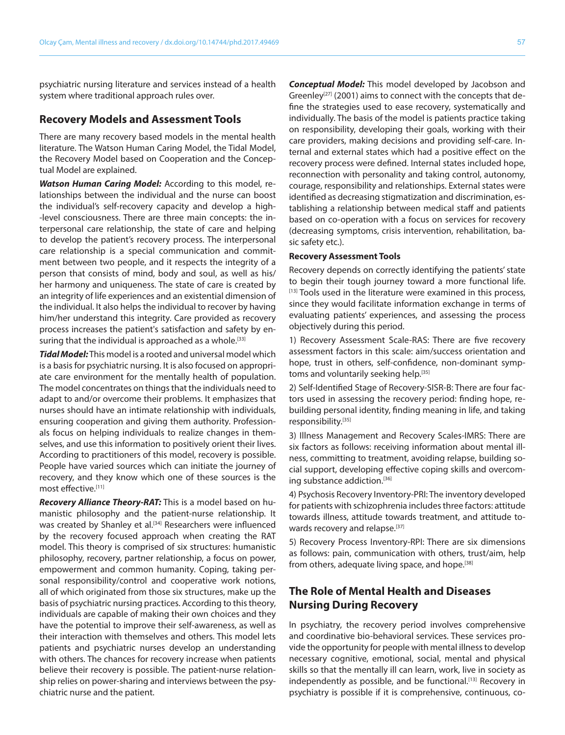psychiatric nursing literature and services instead of a health system where traditional approach rules over.

## Recovery Models and Assessment Tools

There are many recovery based models in the mental health literature. The Watson Human Caring Model, the Tidal Model, the Recovery Model based on Cooperation and the Conceptual Model are explained.

***Watson Human Caring Model:*** According to this model, relationships between the individual and the nurse can boost the individual's self-recovery capacity and develop a high-level consciousness. There are three main concepts: the interpersonal care relationship, the state of care and helping to develop the patient's recovery process. The interpersonal care relationship is a special communication and commitment between two people, and it respects the integrity of a person that consists of mind, body and soul, as well as his/her harmony and uniqueness. The state of care is created by an integrity of life experiences and an existential dimension of the individual. It also helps the individual to recover by having him/her understand this integrity. Care provided as recovery process increases the patient's satisfaction and safety by ensuring that the individual is approached as a whole.[33]

***Tidal Model:*** This model is a rooted and universal model which is a basis for psychiatric nursing. It is also focused on appropriate care environment for the mentally health of population. The model concentrates on things that the individuals need to adapt to and/or overcome their problems. It emphasizes that nurses should have an intimate relationship with individuals, ensuring cooperation and giving them authority. Professionals focus on helping individuals to realize changes in themselves, and use this information to positively orient their lives. According to practitioners of this model, recovery is possible. People have varied sources which can initiate the journey of recovery, and they know which one of these sources is the most effective.[11]

***Recovery Alliance Theory-RAT:*** This is a model based on humanistic philosophy and the patient-nurse relationship. It was created by Shanley et al.[34] Researchers were influenced by the recovery focused approach when creating the RAT model. This theory is comprised of six structures: humanistic philosophy, recovery, partner relationship, a focus on power, empowerment and common humanity. Coping, taking personal responsibility/control and cooperative work notions, all of which originated from those six structures, make up the basis of psychiatric nursing practices. According to this theory, individuals are capable of making their own choices and they have the potential to improve their self-awareness, as well as their interaction with themselves and others. This model lets patients and psychiatric nurses develop an understanding with others. The chances for recovery increase when patients believe their recovery is possible. The patient-nurse relationship relies on power-sharing and interviews between the psychiatric nurse and the patient.

***Conceptual Model:*** This model developed by Jacobson and Greenley[27] (2001) aims to connect with the concepts that define the strategies used to ease recovery, systematically and individually. The basis of the model is patients practice taking on responsibility, developing their goals, working with their care providers, making decisions and providing self-care. Internal and external states which had a positive effect on the recovery process were defined. Internal states included hope, reconnection with personality and taking control, autonomy, courage, responsibility and relationships. External states were identified as decreasing stigmatization and discrimination, establishing a relationship between medical staff and patients based on co-operation with a focus on services for recovery (decreasing symptoms, crisis intervention, rehabilitation, basic safety etc.).

### Recovery Assessment Tools

Recovery depends on correctly identifying the patients' state to begin their tough journey toward a more functional life.[13] Tools used in the literature were examined in this process, since they would facilitate information exchange in terms of evaluating patients' experiences, and assessing the process objectively during this period.

1) Recovery Assessment Scale-RAS: There are five recovery assessment factors in this scale: aim/success orientation and hope, trust in others, self-confidence, non-dominant symptoms and voluntarily seeking help.[35]

2) Self-Identified Stage of Recovery-SISR-B: There are four factors used in assessing the recovery period: finding hope, rebuilding personal identity, finding meaning in life, and taking responsibility.[35]

3) Illness Management and Recovery Scales-IMRS: There are six factors as follows: receiving information about mental illness, committing to treatment, avoiding relapse, building social support, developing effective coping skills and overcoming substance addiction.[36]

4) Psychosis Recovery Inventory-PRI: The inventory developed for patients with schizophrenia includes three factors: attitude towards illness, attitude towards treatment, and attitude towards recovery and relapse.[37]

5) Recovery Process Inventory-RPI: There are six dimensions as follows: pain, communication with others, trust/aim, help from others, adequate living space, and hope.[38]

## The Role of Mental Health and Diseases Nursing During Recovery

In psychiatry, the recovery period involves comprehensive and coordinative bio-behavioral services. These services provide the opportunity for people with mental illness to develop necessary cognitive, emotional, social, mental and physical skills so that the mentally ill can learn, work, live in society as independently as possible, and be functional.[13] Recovery in psychiatry is possible if it is comprehensive, continuous, co-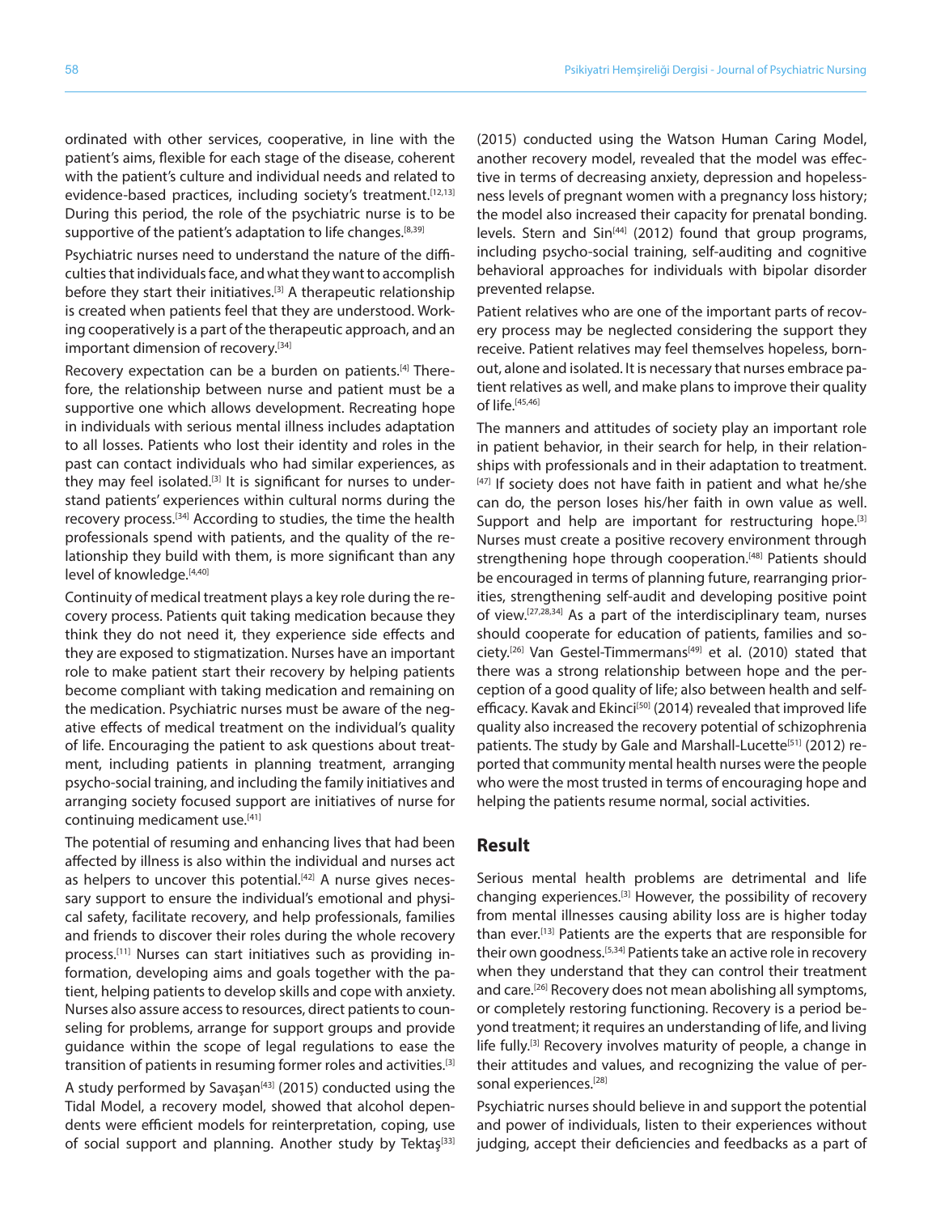ordinated with other services, cooperative, in line with the patient's aims, flexible for each stage of the disease, coherent with the patient's culture and individual needs and related to evidence-based practices, including society's treatment.[12,13] During this period, the role of the psychiatric nurse is to be supportive of the patient's adaptation to life changes.[8,39]

Psychiatric nurses need to understand the nature of the difficulties that individuals face, and what they want to accomplish before they start their initiatives.[3] A therapeutic relationship is created when patients feel that they are understood. Working cooperatively is a part of the therapeutic approach, and an important dimension of recovery.[34]

Recovery expectation can be a burden on patients.[4] Therefore, the relationship between nurse and patient must be a supportive one which allows development. Recreating hope in individuals with serious mental illness includes adaptation to all losses. Patients who lost their identity and roles in the past can contact individuals who had similar experiences, as they may feel isolated.[3] It is significant for nurses to understand patients' experiences within cultural norms during the recovery process.[34] According to studies, the time the health professionals spend with patients, and the quality of the relationship they build with them, is more significant than any level of knowledge.[4,40]

Continuity of medical treatment plays a key role during the recovery process. Patients quit taking medication because they think they do not need it, they experience side effects and they are exposed to stigmatization. Nurses have an important role to make patient start their recovery by helping patients become compliant with taking medication and remaining on the medication. Psychiatric nurses must be aware of the negative effects of medical treatment on the individual's quality of life. Encouraging the patient to ask questions about treatment, including patients in planning treatment, arranging psycho-social training, and including the family initiatives and arranging society focused support are initiatives of nurse for continuing medicament use.[41]

The potential of resuming and enhancing lives that had been affected by illness is also within the individual and nurses act as helpers to uncover this potential.[42] A nurse gives necessary support to ensure the individual's emotional and physical safety, facilitate recovery, and help professionals, families and friends to discover their roles during the whole recovery process.[11] Nurses can start initiatives such as providing information, developing aims and goals together with the patient, helping patients to develop skills and cope with anxiety. Nurses also assure access to resources, direct patients to counseling for problems, arrange for support groups and provide guidance within the scope of legal regulations to ease the transition of patients in resuming former roles and activities.[3]

A study performed by Savaşan[43] (2015) conducted using the Tidal Model, a recovery model, showed that alcohol dependents were efficient models for reinterpretation, coping, use of social support and planning. Another study by Tektaş[33] (2015) conducted using the Watson Human Caring Model, another recovery model, revealed that the model was effective in terms of decreasing anxiety, depression and hopelessness levels of pregnant women with a pregnancy loss history; the model also increased their capacity for prenatal bonding. levels. Stern and Sin[44] (2012) found that group programs, including psycho-social training, self-auditing and cognitive behavioral approaches for individuals with bipolar disorder prevented relapse.

Patient relatives who are one of the important parts of recovery process may be neglected considering the support they receive. Patient relatives may feel themselves hopeless, bornout, alone and isolated. It is necessary that nurses embrace patient relatives as well, and make plans to improve their quality of life.[45,46]

The manners and attitudes of society play an important role in patient behavior, in their search for help, in their relationships with professionals and in their adaptation to treatment.[47] If society does not have faith in patient and what he/she can do, the person loses his/her faith in own value as well. Support and help are important for restructuring hope.[3] Nurses must create a positive recovery environment through strengthening hope through cooperation.[48] Patients should be encouraged in terms of planning future, rearranging priorities, strengthening self-audit and developing positive point of view.[27,28,34] As a part of the interdisciplinary team, nurses should cooperate for education of patients, families and society.[26] Van Gestel-Timmermans[49] et al. (2010) stated that there was a strong relationship between hope and the perception of a good quality of life; also between health and self-efficacy. Kavak and Ekinci[50] (2014) revealed that improved life quality also increased the recovery potential of schizophrenia patients. The study by Gale and Marshall-Lucette[51] (2012) reported that community mental health nurses were the people who were the most trusted in terms of encouraging hope and helping the patients resume normal, social activities.

## Result

Serious mental health problems are detrimental and life changing experiences.[3] However, the possibility of recovery from mental illnesses causing ability loss are is higher today than ever.[13] Patients are the experts that are responsible for their own goodness.[5,34] Patients take an active role in recovery when they understand that they can control their treatment and care.[26] Recovery does not mean abolishing all symptoms, or completely restoring functioning. Recovery is a period beyond treatment; it requires an understanding of life, and living life fully.[3] Recovery involves maturity of people, a change in their attitudes and values, and recognizing the value of personal experiences.[28]

Psychiatric nurses should believe in and support the potential and power of individuals, listen to their experiences without judging, accept their deficiencies and feedbacks as a part of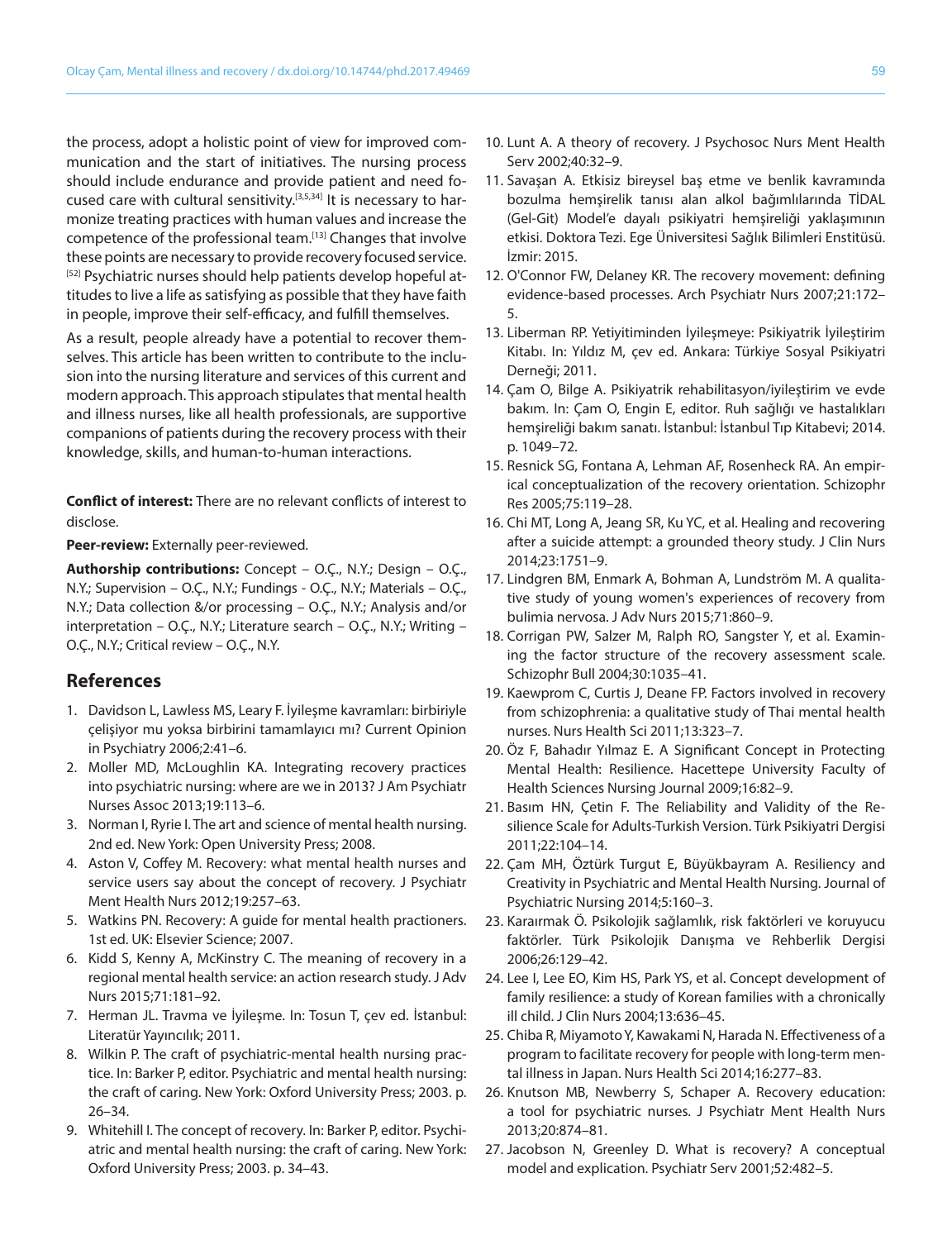the process, adopt a holistic point of view for improved communication and the start of initiatives. The nursing process should include endurance and provide patient and need focused care with cultural sensitivity.[3,5,34] It is necessary to harmonize treating practices with human values and increase the competence of the professional team.[13] Changes that involve these points are necessary to provide recovery focused service.[52] Psychiatric nurses should help patients develop hopeful attitudes to live a life as satisfying as possible that they have faith in people, improve their self-efficacy, and fulfill themselves.

As a result, people already have a potential to recover themselves. This article has been written to contribute to the inclusion into the nursing literature and services of this current and modern approach. This approach stipulates that mental health and illness nurses, like all health professionals, are supportive companions of patients during the recovery process with their knowledge, skills, and human-to-human interactions.

**Conflict of interest:** There are no relevant conflicts of interest to disclose.

**Peer-review:** Externally peer-reviewed.

**Authorship contributions:** Concept – O.Ç., N.Y.; Design – O.Ç., N.Y.; Supervision – O.Ç., N.Y.; Fundings - O.Ç., N.Y.; Materials – O.Ç., N.Y.; Data collection &/or processing – O.Ç., N.Y.; Analysis and/or interpretation – O.Ç., N.Y.; Literature search – O.Ç., N.Y.; Writing – O.Ç., N.Y.; Critical review – O.Ç., N.Y.

## References

1. Davidson L, Lawless MS, Leary F. İyileşme kavramları: birbiriyle çelişiyor mu yoksa birbirini tamamlayıcı mı? Current Opinion in Psychiatry 2006;2:41–6.
2. Moller MD, McLoughlin KA. Integrating recovery practices into psychiatric nursing: where are we in 2013? J Am Psychiatr Nurses Assoc 2013;19:113–6.
3. Norman I, Ryrie I. The art and science of mental health nursing. 2nd ed. New York: Open University Press; 2008.
4. Aston V, Coffey M. Recovery: what mental health nurses and service users say about the concept of recovery. J Psychiatr Ment Health Nurs 2012;19:257–63.
5. Watkins PN. Recovery: A guide for mental health practioners. 1st ed. UK: Elsevier Science; 2007.
6. Kidd S, Kenny A, McKinstry C. The meaning of recovery in a regional mental health service: an action research study. J Adv Nurs 2015;71:181–92.
7. Herman JL. Travma ve İyileşme. In: Tosun T, çev ed. İstanbul: Literatür Yayıncılık; 2011.
8. Wilkin P. The craft of psychiatric-mental health nursing practice. In: Barker P, editor. Psychiatric and mental health nursing: the craft of caring. New York: Oxford University Press; 2003. p. 26–34.
9. Whitehill I. The concept of recovery. In: Barker P, editor. Psychiatric and mental health nursing: the craft of caring. New York: Oxford University Press; 2003. p. 34–43.
10. Lunt A. A theory of recovery. J Psychosoc Nurs Ment Health Serv 2002;40:32–9.
11. Savaşan A. Etkisiz bireysel baş etme ve benlik kavramında bozulma hemşirelik tanısı alan alkol bağımlılarında TİDAL (Gel-Git) Model'e dayalı psikiyatri hemşireliği yaklaşımının etkisi. Doktora Tezi. Ege Üniversitesi Sağlık Bilimleri Enstitüsü. İzmir: 2015.
12. O'Connor FW, Delaney KR. The recovery movement: defining evidence-based processes. Arch Psychiatr Nurs 2007;21:172–5.
13. Liberman RP. Yetiyitiminden İyileşmeye: Psikiyatrik İyileştirim Kitabı. In: Yıldız M, çev ed. Ankara: Türkiye Sosyal Psikiyatri Derneği; 2011.
14. Çam O, Bilge A. Psikiyatrik rehabilitasyon/iyileştirim ve evde bakım. In: Çam O, Engin E, editor. Ruh sağlığı ve hastalıkları hemşireliği bakım sanatı. İstanbul: İstanbul Tıp Kitabevi; 2014. p. 1049–72.
15. Resnick SG, Fontana A, Lehman AF, Rosenheck RA. An empirical conceptualization of the recovery orientation. Schizophr Res 2005;75:119–28.
16. Chi MT, Long A, Jeang SR, Ku YC, et al. Healing and recovering after a suicide attempt: a grounded theory study. J Clin Nurs 2014;23:1751–9.
17. Lindgren BM, Enmark A, Bohman A, Lundström M. A qualitative study of young women's experiences of recovery from bulimia nervosa. J Adv Nurs 2015;71:860–9.
18. Corrigan PW, Salzer M, Ralph RO, Sangster Y, et al. Examining the factor structure of the recovery assessment scale. Schizophr Bull 2004;30:1035–41.
19. Kaewprom C, Curtis J, Deane FP. Factors involved in recovery from schizophrenia: a qualitative study of Thai mental health nurses. Nurs Health Sci 2011;13:323–7.
20. Öz F, Bahadır Yılmaz E. A Significant Concept in Protecting Mental Health: Resilience. Hacettepe University Faculty of Health Sciences Nursing Journal 2009;16:82–9.
21. Basım HN, Çetin F. The Reliability and Validity of the Resilience Scale for Adults-Turkish Version. Türk Psikiyatri Dergisi 2011;22:104–14.
22. Çam MH, Öztürk Turgut E, Büyükbayram A. Resiliency and Creativity in Psychiatric and Mental Health Nursing. Journal of Psychiatric Nursing 2014;5:160–3.
23. Karaırmak Ö. Psikolojik sağlamlık, risk faktörleri ve koruyucu faktörler. Türk Psikolojik Danışma ve Rehberlik Dergisi 2006;26:129–42.
24. Lee I, Lee EO, Kim HS, Park YS, et al. Concept development of family resilience: a study of Korean families with a chronically ill child. J Clin Nurs 2004;13:636–45.
25. Chiba R, Miyamoto Y, Kawakami N, Harada N. Effectiveness of a program to facilitate recovery for people with long-term mental illness in Japan. Nurs Health Sci 2014;16:277–83.
26. Knutson MB, Newberry S, Schaper A. Recovery education: a tool for psychiatric nurses. J Psychiatr Ment Health Nurs 2013;20:874–81.
27. Jacobson N, Greenley D. What is recovery? A conceptual model and explication. Psychiatr Serv 2001;52:482–5.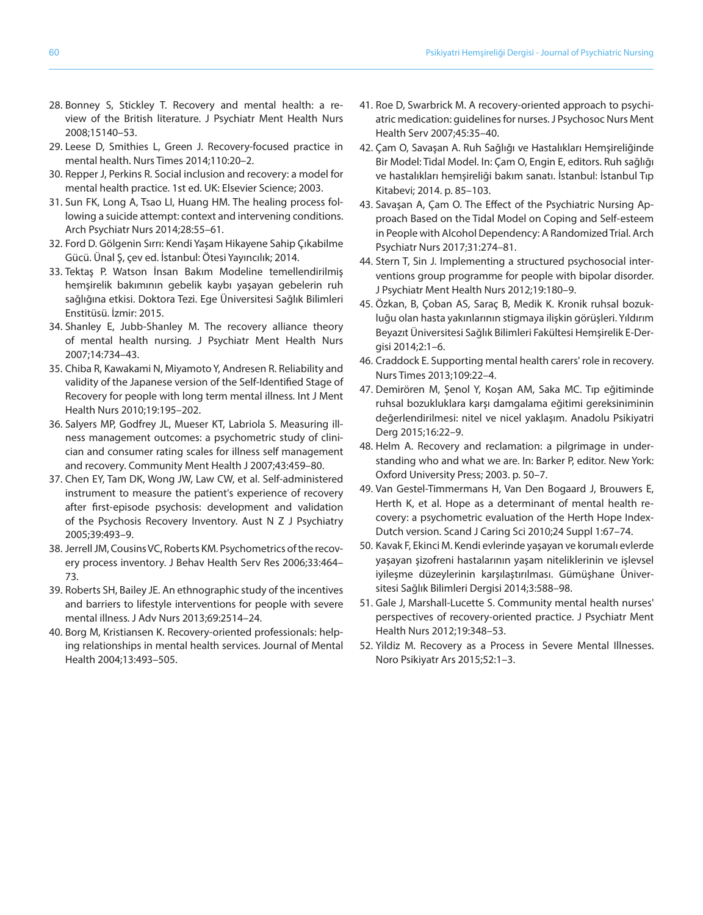28. Bonney S, Stickley T. Recovery and mental health: a review of the British literature. J Psychiatr Ment Health Nurs 2008;15140–53.
29. Leese D, Smithies L, Green J. Recovery-focused practice in mental health. Nurs Times 2014;110:20–2.
30. Repper J, Perkins R. Social inclusion and recovery: a model for mental health practice. 1st ed. UK: Elsevier Science; 2003.
31. Sun FK, Long A, Tsao LI, Huang HM. The healing process following a suicide attempt: context and intervening conditions. Arch Psychiatr Nurs 2014;28:55–61.
32. Ford D. Gölgenin Sırrı: Kendi Yaşam Hikayene Sahip Çıkabilme Gücü. Ünal Ş, çev ed. İstanbul: Ötesi Yayıncılık; 2014.
33. Tektaş P. Watson İnsan Bakım Modeline temellendirilmiş hemşirelik bakımının gebelik kaybı yaşayan gebelerin ruh sağlığına etkisi. Doktora Tezi. Ege Üniversitesi Sağlık Bilimleri Enstitüsü. İzmir: 2015.
34. Shanley E, Jubb-Shanley M. The recovery alliance theory of mental health nursing. J Psychiatr Ment Health Nurs 2007;14:734–43.
35. Chiba R, Kawakami N, Miyamoto Y, Andresen R. Reliability and validity of the Japanese version of the Self-Identified Stage of Recovery for people with long term mental illness. Int J Ment Health Nurs 2010;19:195–202.
36. Salyers MP, Godfrey JL, Mueser KT, Labriola S. Measuring illness management outcomes: a psychometric study of clinician and consumer rating scales for illness self management and recovery. Community Ment Health J 2007;43:459–80.
37. Chen EY, Tam DK, Wong JW, Law CW, et al. Self-administered instrument to measure the patient's experience of recovery after first-episode psychosis: development and validation of the Psychosis Recovery Inventory. Aust N Z J Psychiatry 2005;39:493–9.
38. Jerrell JM, Cousins VC, Roberts KM. Psychometrics of the recovery process inventory. J Behav Health Serv Res 2006;33:464–73.
39. Roberts SH, Bailey JE. An ethnographic study of the incentives and barriers to lifestyle interventions for people with severe mental illness. J Adv Nurs 2013;69:2514–24.
40. Borg M, Kristiansen K. Recovery-oriented professionals: helping relationships in mental health services. Journal of Mental Health 2004;13:493–505.
41. Roe D, Swarbrick M. A recovery-oriented approach to psychiatric medication: guidelines for nurses. J Psychosoc Nurs Ment Health Serv 2007;45:35–40.
42. Çam O, Savaşan A. Ruh Sağlığı ve Hastalıkları Hemşireliğinde Bir Model: Tidal Model. In: Çam O, Engin E, editors. Ruh sağlığı ve hastalıkları hemşireliği bakım sanatı. İstanbul: İstanbul Tıp Kitabevi; 2014. p. 85–103.
43. Savaşan A, Çam O. The Effect of the Psychiatric Nursing Approach Based on the Tidal Model on Coping and Self-esteem in People with Alcohol Dependency: A Randomized Trial. Arch Psychiatr Nurs 2017;31:274–81.
44. Stern T, Sin J. Implementing a structured psychosocial interventions group programme for people with bipolar disorder. J Psychiatr Ment Health Nurs 2012;19:180–9.
45. Özkan, B, Çoban AS, Saraç B, Medik K. Kronik ruhsal bozukluğu olan hasta yakınlarının stigmaya ilişkin görüşleri. Yıldırım Beyazıt Üniversitesi Sağlık Bilimleri Fakültesi Hemşirelik E-Dergisi 2014;2:1–6.
46. Craddock E. Supporting mental health carers' role in recovery. Nurs Times 2013;109:22–4.
47. Demirören M, Şenol Y, Koşan AM, Saka MC. Tıp eğitiminde ruhsal bozukluklara karşı damgalama eğitimi gereksiniminin değerlendirilmesi: nitel ve nicel yaklaşım. Anadolu Psikiyatri Derg 2015;16:22–9.
48. Helm A. Recovery and reclamation: a pilgrimage in understanding who and what we are. In: Barker P, editor. New York: Oxford University Press; 2003. p. 50–7.
49. Van Gestel-Timmermans H, Van Den Bogaard J, Brouwers E, Herth K, et al. Hope as a determinant of mental health recovery: a psychometric evaluation of the Herth Hope Index-Dutch version. Scand J Caring Sci 2010;24 Suppl 1:67–74.
50. Kavak F, Ekinci M. Kendi evlerinde yaşayan ve korumalı evlerde yaşayan şizofreni hastalarının yaşam niteliklerinin ve işlevsel iyileşme düzeylerinin karşılaştırılması. Gümüşhane Üniversitesi Sağlık Bilimleri Dergisi 2014;3:588–98.
51. Gale J, Marshall-Lucette S. Community mental health nurses' perspectives of recovery-oriented practice. J Psychiatr Ment Health Nurs 2012;19:348–53.
52. Yildiz M. Recovery as a Process in Severe Mental Illnesses. Noro Psikiyatr Ars 2015;52:1–3.